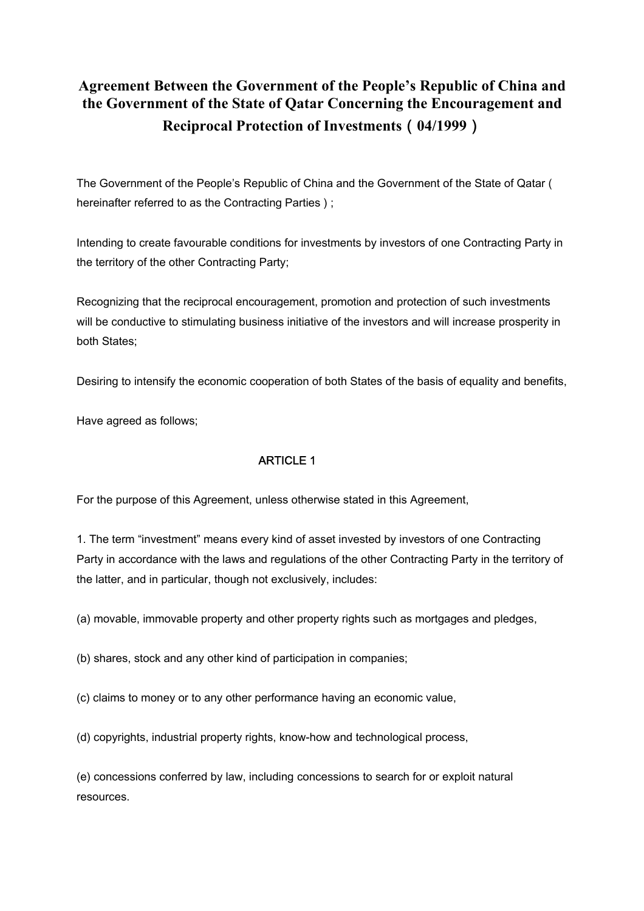# Agreement Between the Government of the People's Republic of China and the Government of the State of Qatar Concerning the Encouragement and Reciprocal Protection of Investments（04/1999）

The Government of the People's Republic of China and the Government of the State of Qatar ( hereinafter referred to as the Contracting Parties ) ;

Intending to create favourable conditions for investments by investors of one Contracting Party in the territory of the other Contracting Party;

Recognizing that the reciprocal encouragement, promotion and protection of such investments will be conductive to stimulating business initiative of the investors and will increase prosperity in both States;

Desiring to intensify the economic cooperation of both States of the basis of equality and benefits,

Have agreed as follows;

## ARTICLE 1

For the purpose of this Agreement, unless otherwise stated in this Agreement,

1. The term "investment" means every kind of asset invested by investors of one Contracting Party in accordance with the laws and regulations of the other Contracting Party in the territory of the latter, and in particular, though not exclusively, includes:

(a) movable, immovable property and other property rights such as mortgages and pledges,

(b) shares, stock and any other kind of participation in companies;

(c) claims to money or to any other performance having an economic value,

(d) copyrights, industrial property rights, know-how and technological process,

(e) concessions conferred by law, including concessions to search for or exploit natural resources.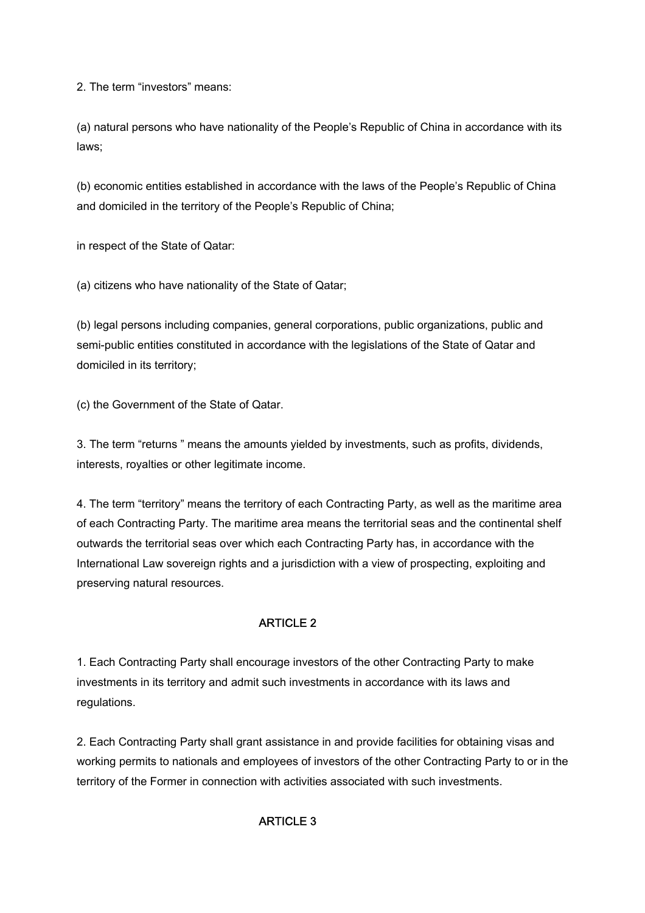2. The term “investors” means:

(a) natural persons who have nationality of the People’s Republic of China in accordance with its laws;

(b) economic entities established in accordance with the laws of the People’s Republic of China and domiciled in the territory of the People’s Republic of China;

in respect of the State of Qatar:

(a) citizens who have nationality of the State of Qatar;

(b) legal persons including companies, general corporations, public organizations, public and semi-public entities constituted in accordance with the legislations of the State of Qatar and domiciled in its territory;

(c) the Government of the State of Qatar.

3. The term “returns ” means the amounts yielded by investments, such as profits, dividends, interests, royalties or other legitimate income.

4. The term “territory” means the territory of each Contracting Party, as well as the maritime area of each Contracting Party. The maritime area means the territorial seas and the continental shelf outwards the territorial seas over which each Contracting Party has, in accordance with the International Law sovereign rights and a jurisdiction with a view of prospecting, exploiting and preserving natural resources.

## ARTICLE 2

1. Each Contracting Party shall encourage investors of the other Contracting Party to make investments in its territory and admit such investments in accordance with its laws and regulations.

2. Each Contracting Party shall grant assistance in and provide facilities for obtaining visas and working permits to nationals and employees of investors of the other Contracting Party to or in the territory of the Former in connection with activities associated with such investments.

## ARTICLE 3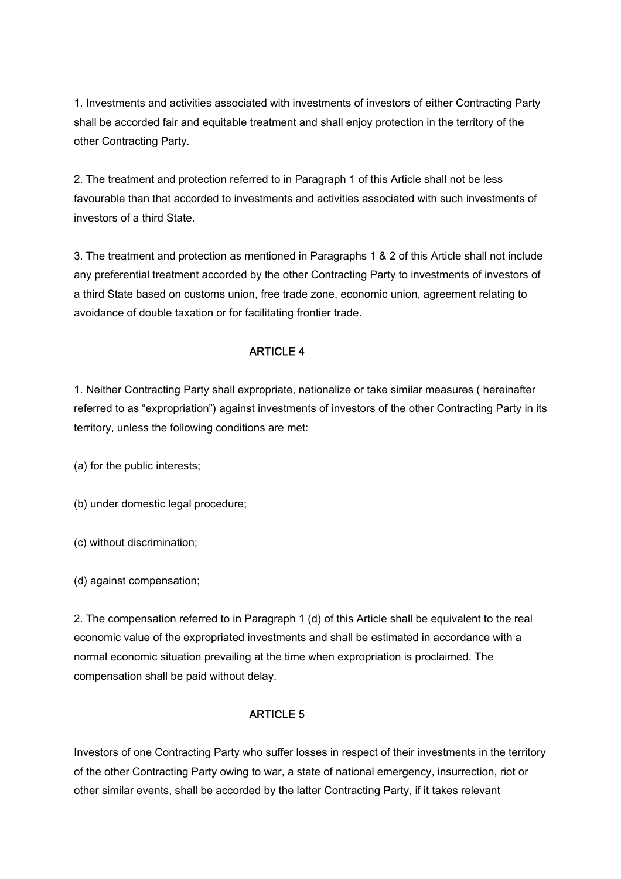1. Investments and activities associated with investments of investors of either Contracting Party shall be accorded fair and equitable treatment and shall enjoy protection in the territory of the other Contracting Party.

2. The treatment and protection referred to in Paragraph 1 of this Article shall not be less favourable than that accorded to investments and activities associated with such investments of investors of a third State.

3. The treatment and protection as mentioned in Paragraphs 1 & 2 of this Article shall not include any preferential treatment accorded by the other Contracting Party to investments of investors of a third State based on customs union, free trade zone, economic union, agreement relating to avoidance of double taxation or for facilitating frontier trade.

## ARTICLE 4

1. Neither Contracting Party shall expropriate, nationalize or take similar measures ( hereinafter referred to as "expropriation") against investments of investors of the other Contracting Party in its territory, unless the following conditions are met:

(a) for the public interests;

(b) under domestic legal procedure;

(c) without discrimination;

(d) against compensation;

2. The compensation referred to in Paragraph 1 (d) of this Article shall be equivalent to the real economic value of the expropriated investments and shall be estimated in accordance with a normal economic situation prevailing at the time when expropriation is proclaimed. The compensation shall be paid without delay.

## ARTICLE 5

Investors of one Contracting Party who suffer losses in respect of their investments in the territory of the other Contracting Party owing to war, a state of national emergency, insurrection, riot or other similar events, shall be accorded by the latter Contracting Party, if it takes relevant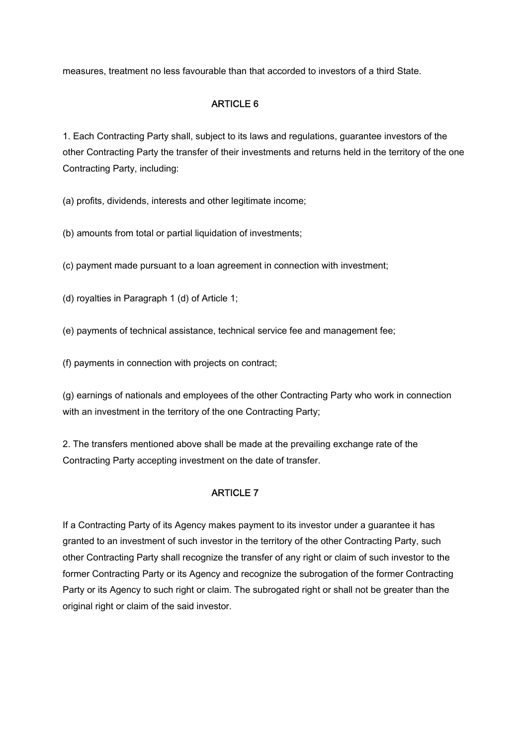measures, treatment no less favourable than that accorded to investors of a third State.

## ARTICLE 6

1. Each Contracting Party shall, subject to its laws and regulations, guarantee investors of the other Contracting Party the transfer of their investments and returns held in the territory of the one Contracting Party, including:

(a) profits, dividends, interests and other legitimate income;

(b) amounts from total or partial liquidation of investments;

(c) payment made pursuant to a loan agreement in connection with investment;

(d) royalties in Paragraph 1 (d) of Article 1;

(e) payments of technical assistance, technical service fee and management fee;

(f) payments in connection with projects on contract;

(g) earnings of nationals and employees of the other Contracting Party who work in connection with an investment in the territory of the one Contracting Party;

2. The transfers mentioned above shall be made at the prevailing exchange rate of the Contracting Party accepting investment on the date of transfer.

## ARTICLE 7

If a Contracting Party of its Agency makes payment to its investor under a guarantee it has granted to an investment of such investor in the territory of the other Contracting Party, such other Contracting Party shall recognize the transfer of any right or claim of such investor to the former Contracting Party or its Agency and recognize the subrogation of the former Contracting Party or its Agency to such right or claim. The subrogated right or shall not be greater than the original right or claim of the said investor.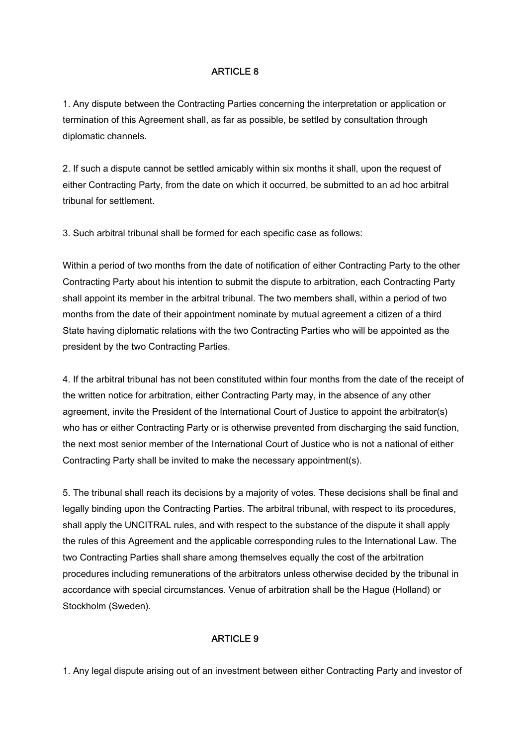## ARTICLE 8

1. Any dispute between the Contracting Parties concerning the interpretation or application or termination of this Agreement shall, as far as possible, be settled by consultation through diplomatic channels.

2. If such a dispute cannot be settled amicably within six months it shall, upon the request of either Contracting Party, from the date on which it occurred, be submitted to an ad hoc arbitral tribunal for settlement.

3. Such arbitral tribunal shall be formed for each specific case as follows:

Within a period of two months from the date of notification of either Contracting Party to the other Contracting Party about his intention to submit the dispute to arbitration, each Contracting Party shall appoint its member in the arbitral tribunal. The two members shall, within a period of two months from the date of their appointment nominate by mutual agreement a citizen of a third State having diplomatic relations with the two Contracting Parties who will be appointed as the president by the two Contracting Parties.

4. If the arbitral tribunal has not been constituted within four months from the date of the receipt of the written notice for arbitration, either Contracting Party may, in the absence of any other agreement, invite the President of the International Court of Justice to appoint the arbitrator(s) who has or either Contracting Party or is otherwise prevented from discharging the said function, the next most senior member of the International Court of Justice who is not a national of either Contracting Party shall be invited to make the necessary appointment(s).

5. The tribunal shall reach its decisions by a majority of votes. These decisions shall be final and legally binding upon the Contracting Parties. The arbitral tribunal, with respect to its procedures, shall apply the UNCITRAL rules, and with respect to the substance of the dispute it shall apply the rules of this Agreement and the applicable corresponding rules to the International Law. The two Contracting Parties shall share among themselves equally the cost of the arbitration procedures including remunerations of the arbitrators unless otherwise decided by the tribunal in accordance with special circumstances. Venue of arbitration shall be the Hague (Holland) or Stockholm (Sweden).

## ARTICLE 9

1. Any legal dispute arising out of an investment between either Contracting Party and investor of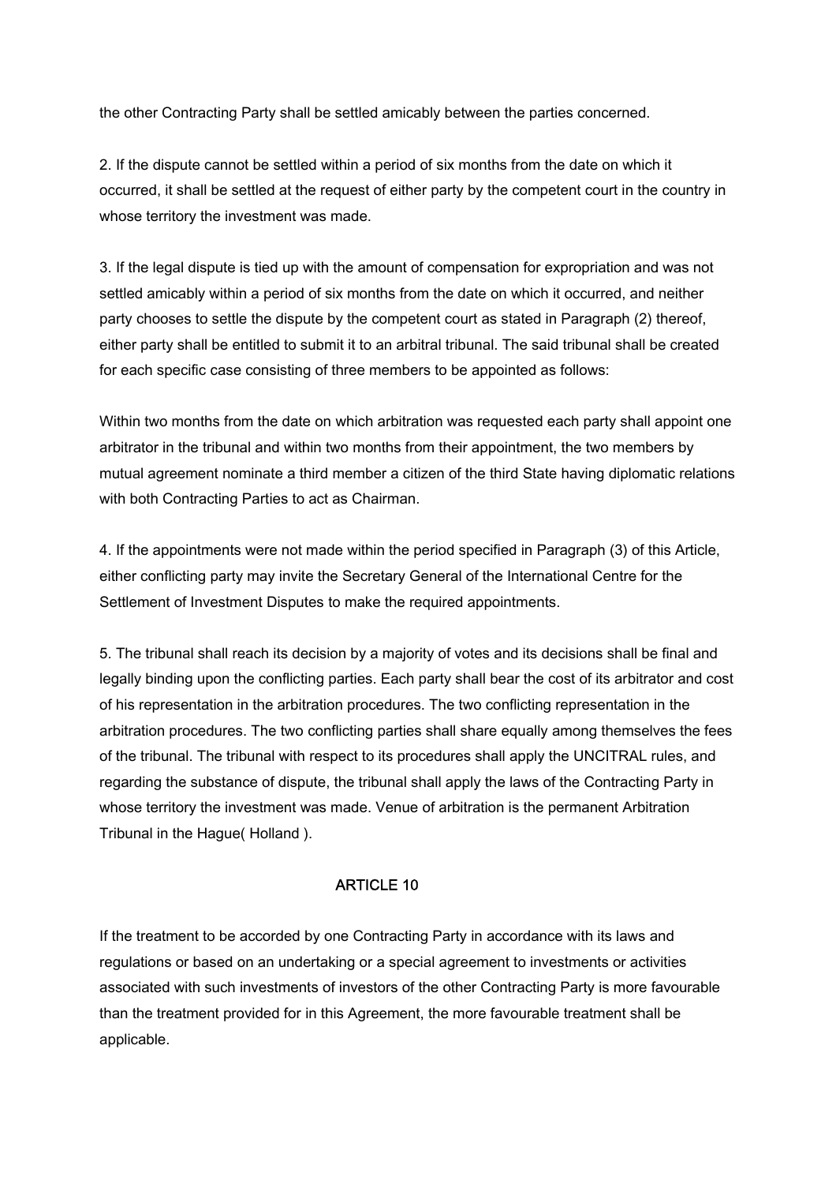the other Contracting Party shall be settled amicably between the parties concerned.

2. If the dispute cannot be settled within a period of six months from the date on which it occurred, it shall be settled at the request of either party by the competent court in the country in whose territory the investment was made.

3. If the legal dispute is tied up with the amount of compensation for expropriation and was not settled amicably within a period of six months from the date on which it occurred, and neither party chooses to settle the dispute by the competent court as stated in Paragraph (2) thereof, either party shall be entitled to submit it to an arbitral tribunal. The said tribunal shall be created for each specific case consisting of three members to be appointed as follows:

Within two months from the date on which arbitration was requested each party shall appoint one arbitrator in the tribunal and within two months from their appointment, the two members by mutual agreement nominate a third member a citizen of the third State having diplomatic relations with both Contracting Parties to act as Chairman.

4. If the appointments were not made within the period specified in Paragraph (3) of this Article, either conflicting party may invite the Secretary General of the International Centre for the Settlement of Investment Disputes to make the required appointments.

5. The tribunal shall reach its decision by a majority of votes and its decisions shall be final and legally binding upon the conflicting parties. Each party shall bear the cost of its arbitrator and cost of his representation in the arbitration procedures. The two conflicting representation in the arbitration procedures. The two conflicting parties shall share equally among themselves the fees of the tribunal. The tribunal with respect to its procedures shall apply the UNCITRAL rules, and regarding the substance of dispute, the tribunal shall apply the laws of the Contracting Party in whose territory the investment was made. Venue of arbitration is the permanent Arbitration Tribunal in the Hague( Holland ).

## ARTICLE 10

If the treatment to be accorded by one Contracting Party in accordance with its laws and regulations or based on an undertaking or a special agreement to investments or activities associated with such investments of investors of the other Contracting Party is more favourable than the treatment provided for in this Agreement, the more favourable treatment shall be applicable.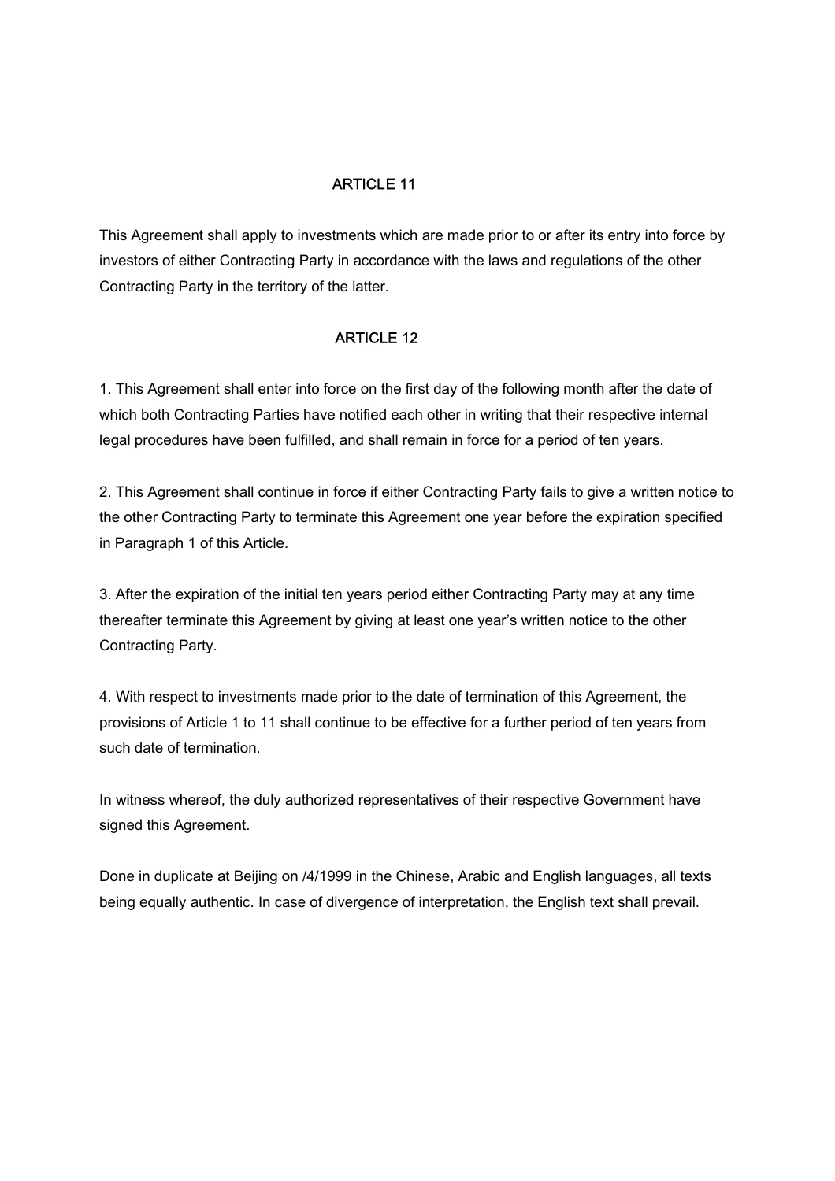## ARTICLE 11

This Agreement shall apply to investments which are made prior to or after its entry into force by investors of either Contracting Party in accordance with the laws and regulations of the other Contracting Party in the territory of the latter.

## ARTICLE 12

1. This Agreement shall enter into force on the first day of the following month after the date of which both Contracting Parties have notified each other in writing that their respective internal legal procedures have been fulfilled, and shall remain in force for a period of ten years.

2. This Agreement shall continue in force if either Contracting Party fails to give a written notice to the other Contracting Party to terminate this Agreement one year before the expiration specified in Paragraph 1 of this Article.

3. After the expiration of the initial ten years period either Contracting Party may at any time thereafter terminate this Agreement by giving at least one year's written notice to the other Contracting Party.

4. With respect to investments made prior to the date of termination of this Agreement, the provisions of Article 1 to 11 shall continue to be effective for a further period of ten years from such date of termination.

In witness whereof, the duly authorized representatives of their respective Government have signed this Agreement.

Done in duplicate at Beijing on /4/1999 in the Chinese, Arabic and English languages, all texts being equally authentic. In case of divergence of interpretation, the English text shall prevail.